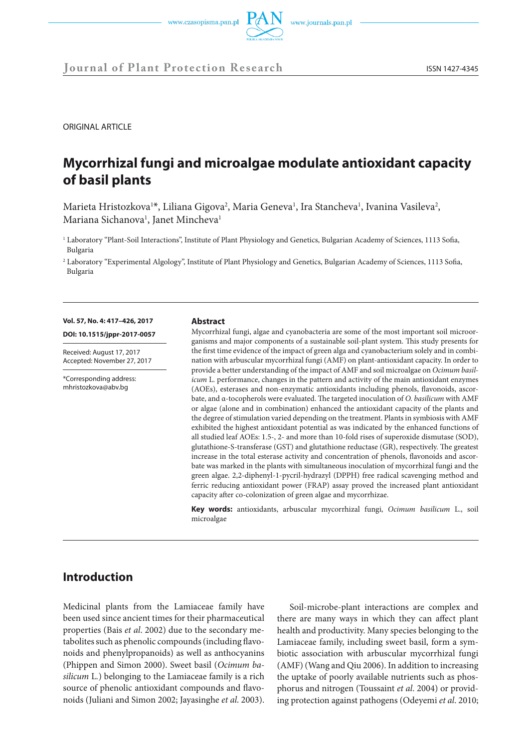ORIGINAL ARTICLE

# Mycorrhizal fungi and microalgae modulate antioxidant capacity of basil plants

Marieta Hristozkova[1]*, Liliana Gigova[2], Maria Geneva[1], Ira Stancheva[1], Ivanina Vasileva[2], Mariana Sichanova[1], Janet Mincheva[1]

[1] Laboratory "Plant-Soil Interactions", Institute of Plant Physiology and Genetics, Bulgarian Academy of Sciences, 1113 Sofia, Bulgaria

[2] Laboratory "Experimental Algology", Institute of Plant Physiology and Genetics, Bulgarian Academy of Sciences, 1113 Sofia, Bulgaria

**Vol. 57, No. 4: 417–426, 2017**

**DOI: 10.1515/jppr-2017-0057**

Received: August 17, 2017
Accepted: November 27, 2017

*Corresponding address:
mhristozkova@abv.bg

### Abstract

Mycorrhizal fungi, algae and cyanobacteria are some of the most important soil microorganisms and major components of a sustainable soil-plant system. This study presents for the first time evidence of the impact of green alga and cyanobacterium solely and in combination with arbuscular mycorrhizal fungi (AMF) on plant-antioxidant capacity. In order to provide a better understanding of the impact of AMF and soil microalgae on *Ocimum basilicum* L. performance, changes in the pattern and activity of the main antioxidant enzymes (AOEs), esterases and non-enzymatic antioxidants including phenols, flavonoids, ascorbate, and α-tocopherols were evaluated. The targeted inoculation of *O. basilicum* with AMF or algae (alone and in combination) enhanced the antioxidant capacity of the plants and the degree of stimulation varied depending on the treatment. Plants in symbiosis with AMF exhibited the highest antioxidant potential as was indicated by the enhanced functions of all studied leaf AOEs: 1.5-, 2- and more than 10-fold rises of superoxide dismutase (SOD), glutathione-S-transferase (GST) and glutathione reductase (GR), respectively. The greatest increase in the total esterase activity and concentration of phenols, flavonoids and ascorbate was marked in the plants with simultaneous inoculation of mycorrhizal fungi and the green algae. 2,2-diphenyl-1-pycril-hydrazyl (DPPH) free radical scavenging method and ferric reducing antioxidant power (FRAP) assay proved the increased plant antioxidant capacity after co-colonization of green algae and mycorrhizae.

**Key words:** antioxidants, arbuscular mycorrhizal fungi, *Ocimum basilicum* L., soil microalgae

## Introduction

Medicinal plants from the Lamiaceae family have been used since ancient times for their pharmaceutical properties (Bais *et al*. 2002) due to the secondary metabolites such as phenolic compounds (including flavonoids and phenylpropanoids) as well as anthocyanins (Phippen and Simon 2000). Sweet basil (*Ocimum basilicum* L.) belonging to the Lamiaceae family is a rich source of phenolic antioxidant compounds and flavonoids (Juliani and Simon 2002; Jayasinghe *et al*. 2003).

Soil-microbe-plant interactions are complex and there are many ways in which they can affect plant health and productivity. Many species belonging to the Lamiaceae family, including sweet basil, form a symbiotic association with arbuscular mycorrhizal fungi (AMF) (Wang and Qiu 2006). In addition to increasing the uptake of poorly available nutrients such as phosphorus and nitrogen (Toussaint *et al*. 2004) or providing protection against pathogens (Odeyemi *et al*. 2010;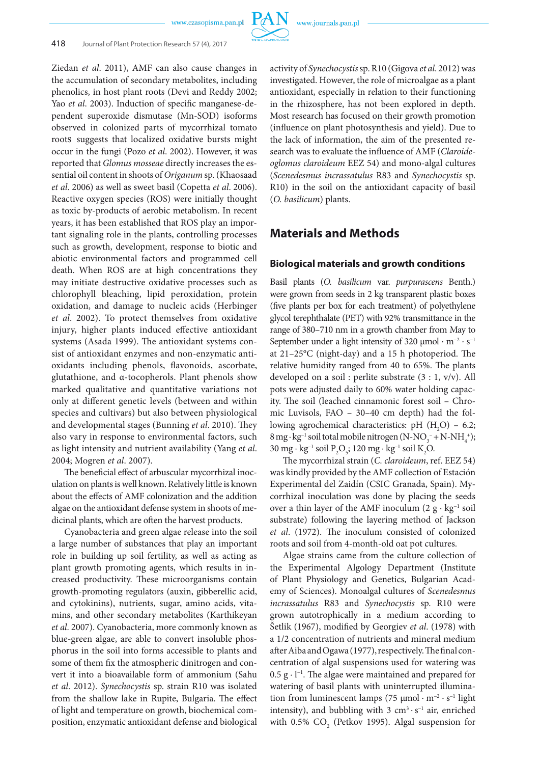Ziedan *et al*. 2011), AMF can also cause changes in the accumulation of secondary metabolites, including phenolics, in host plant roots (Devi and Reddy 2002; Yao *et al*. 2003). Induction of specific manganese-dependent superoxide dismutase (Mn-SOD) isoforms observed in colonized parts of mycorrhizal tomato roots suggests that localized oxidative bursts might occur in the fungi (Pozo *et al*. 2002). However, it was reported that *Glomus mosseae* directly increases the essential oil content in shoots of *Origanum* sp. (Khaosaad *et al*. 2006) as well as sweet basil (Copetta *et al*. 2006). Reactive oxygen species (ROS) were initially thought as toxic by-products of aerobic metabolism. In recent years, it has been established that ROS play an important signaling role in the plants, controlling processes such as growth, development, response to biotic and abiotic environmental factors and programmed cell death. When ROS are at high concentrations they may initiate destructive oxidative processes such as chlorophyll bleaching, lipid peroxidation, protein oxidation, and damage to nucleic acids (Herbinger *et al*. 2002). To protect themselves from oxidative injury, higher plants induced effective antioxidant systems (Asada 1999). The antioxidant systems consist of antioxidant enzymes and non-enzymatic antioxidants including phenols, flavonoids, ascorbate, glutathione, and α-tocopherols. Plant phenols show marked qualitative and quantitative variations not only at different genetic levels (between and within species and cultivars) but also between physiological and developmental stages (Bunning *et al*. 2010). They also vary in response to environmental factors, such as light intensity and nutrient availability (Yang *et al*. 2004; Mogren *et al*. 2007).

The beneficial effect of arbuscular mycorrhizal inoculation on plants is well known. Relatively little is known about the effects of AMF colonization and the addition algae on the antioxidant defense system in shoots of medicinal plants, which are often the harvest products.

Cyanobacteria and green algae release into the soil a large number of substances that play an important role in building up soil fertility, as well as acting as plant growth promoting agents, which results in increased productivity. These microorganisms contain growth-promoting regulators (auxin, gibberellic acid, and cytokinins), nutrients, sugar, amino acids, vitamins, and other secondary metabolites (Karthikeyan *et al*. 2007). Cyanobacteria, more commonly known as blue-green algae, are able to convert insoluble phosphorus in the soil into forms accessible to plants and some of them fix the atmospheric dinitrogen and convert it into a bioavailable form of ammonium (Sahu *et al*. 2012). *Synechocystis* sp. strain R10 was isolated from the shallow lake in Rupite, Bulgaria. The effect of light and temperature on growth, biochemical composition, enzymatic antioxidant defense and biological activity of *Synechocystis* sp. R10 (Gigova *et al*. 2012) was investigated. However, the role of microalgae as a plant antioxidant, especially in relation to their functioning in the rhizosphere, has not been explored in depth. Most research has focused on their growth promotion (influence on plant photosynthesis and yield). Due to the lack of information, the aim of the presented research was to evaluate the influence of AMF (*Claroideoglomus claroideum* EEZ 54) and mono-algal cultures (*Scenedesmus incrassatulus* R83 and *Synechocystis* sp. R10) in the soil on the antioxidant capacity of basil (*O. basilicum*) plants.

## Materials and Methods

### Biological materials and growth conditions

Basil plants (*O. basilicum* var. *purpurascens* Benth.) were grown from seeds in 2 kg transparent plastic boxes (five plants per box for each treatment) of polyethylene glycol terephthalate (PET) with 92% transmittance in the range of 380–710 nm in a growth chamber from May to September under a light intensity of 320 μmol · $m^{-2}$ · $s^{-1}$ at 21–25°C (night-day) and a 15 h photoperiod. The relative humidity ranged from 40 to 65%. The plants developed on a soil : perlite substrate (3 : 1, v/v). All pots were adjusted daily to 60% water holding capacity. The soil (leached cinnamonic forest soil – Chromic Luvisols, FAO – 30–40 cm depth) had the following agrochemical characteristics: pH ($H_2O$) – 6.2; 8 mg · $kg^{-1}$ soil total mobile nitrogen (N-$NO_3^-$ + N-$NH_4^+$); 30 mg · $kg^{-1}$ soil $P_2O_5$; 120 mg · $kg^{-1}$ soil $K_2O$.

The mycorrhizal strain (*C. claroideum*, ref. EEZ 54) was kindly provided by the AMF collection of Estación Experimental del Zaidín (CSIC Granada, Spain). Mycorrhizal inoculation was done by placing the seeds over a thin layer of the AMF inoculum (2 g · $kg^{-1}$ soil substrate) following the layering method of Jackson *et al*. (1972). The inoculum consisted of colonized roots and soil from 4-month-old oat pot cultures.

Algae strains came from the culture collection of the Experimental Algology Department (Institute of Plant Physiology and Genetics, Bulgarian Academy of Sciences). Monoalgal cultures of *Scenedesmus incrassatulus* R83 and *Synechocystis* sp. R10 were grown autotrophically in a medium according to Šetlik (1967), modified by Georgiev *et al*. (1978) with a 1/2 concentration of nutrients and mineral medium after Aiba and Ogawa (1977), respectively. The final concentration of algal suspensions used for watering was 0.5 g · $l^{-1}$. The algae were maintained and prepared for watering of basil plants with uninterrupted illumination from luminescent lamps (75 μmol · $m^{-2}$ · $s^{-1}$ light intensity), and bubbling with 3 $cm^3$ · $s^{-1}$ air, enriched with 0.5% $CO_2$ (Petkov 1995). Algal suspension for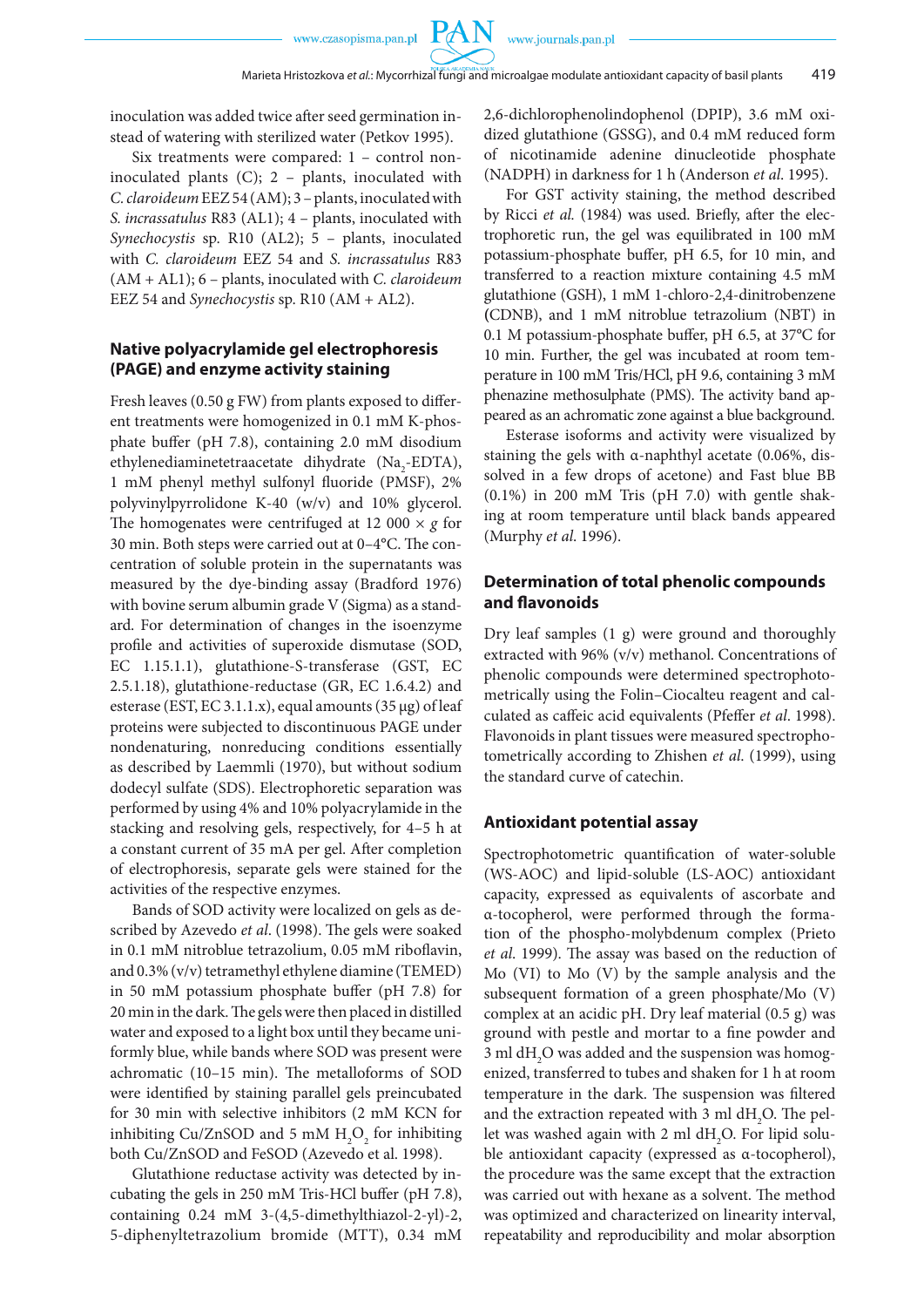inoculation was added twice after seed germination instead of watering with sterilized water (Petkov 1995).

Six treatments were compared: 1 – control non-inoculated plants (C); 2 – plants, inoculated with *C. claroideum* EEZ 54 (AM); 3 – plants, inoculated with *S. incrassatulus* R83 (AL1); 4 – plants, inoculated with *Synechocystis* sp. R10 (AL2); 5 – plants, inoculated with *C. claroideum* EEZ 54 and *S. incrassatulus* R83 (AM + AL1); 6 – plants, inoculated with *C. claroideum* EEZ 54 and *Synechocystis* sp. R10 (AM + AL2).

## Native polyacrylamide gel electrophoresis (PAGE) and enzyme activity staining

Fresh leaves (0.50 g FW) from plants exposed to different treatments were homogenized in 0.1 mM K-phosphate buffer (pH 7.8), containing 2.0 mM disodium ethylenediaminetetraacetate dihydrate ($Na_2$-EDTA), 1 mM phenyl methyl sulfonyl fluoride (PMSF), 2% polyvinylpyrrolidone K-40 (w/v) and 10% glycerol. The homogenates were centrifuged at 12 000 × *g* for 30 min. Both steps were carried out at 0–4°C. The concentration of soluble protein in the supernatants was measured by the dye-binding assay (Bradford 1976) with bovine serum albumin grade V (Sigma) as a standard. For determination of changes in the isoenzyme profile and activities of superoxide dismutase (SOD, EC 1.15.1.1), glutathione-S-transferase (GST, EC 2.5.1.18), glutathione-reductase (GR, EC 1.6.4.2) and esterase (EST, EC 3.1.1.x), equal amounts (35 μg) of leaf proteins were subjected to discontinuous PAGE under nondenaturing, nonreducing conditions essentially as described by Laemmli (1970), but without sodium dodecyl sulfate (SDS). Electrophoretic separation was performed by using 4% and 10% polyacrylamide in the stacking and resolving gels, respectively, for 4–5 h at a constant current of 35 mA per gel. After completion of electrophoresis, separate gels were stained for the activities of the respective enzymes.

Bands of SOD activity were localized on gels as described by Azevedo *et al*. (1998). The gels were soaked in 0.1 mM nitroblue tetrazolium, 0.05 mM riboflavin, and 0.3% (v/v) tetramethyl ethylene diamine (TEMED) in 50 mM potassium phosphate buffer (pH 7.8) for 20 min in the dark. The gels were then placed in distilled water and exposed to a light box until they became uniformly blue, while bands where SOD was present were achromatic (10–15 min). The metalloforms of SOD were identified by staining parallel gels preincubated for 30 min with selective inhibitors (2 mM KCN for inhibiting Cu/ZnSOD and 5 mM $H_2O_2$ for inhibiting both Cu/ZnSOD and FeSOD (Azevedo et al. 1998).

Glutathione reductase activity was detected by incubating the gels in 250 mM Tris-HCl buffer (pH 7.8), containing 0.24 mM 3-(4,5-dimethylthiazol-2-yl)-2,5-diphenyltetrazolium bromide (MTT), 0.34 mM 2,6-dichlorophenolindophenol (DPIP), 3.6 mM oxidized glutathione (GSSG), and 0.4 mM reduced form of nicotinamide adenine dinucleotide phosphate (NADPH) in darkness for 1 h (Anderson *et al*. 1995).

For GST activity staining, the method described by Ricci *et al.* (1984) was used. Briefly, after the electrophoretic run, the gel was equilibrated in 100 mM potassium-phosphate buffer, pH 6.5, for 10 min, and transferred to a reaction mixture containing 4.5 mM glutathione (GSH), 1 mM 1-chloro-2,4-dinitrobenzene (CDNB), and 1 mM nitroblue tetrazolium (NBT) in 0.1 M potassium-phosphate buffer, pH 6.5, at 37°C for 10 min. Further, the gel was incubated at room temperature in 100 mM Tris/HCl, pH 9.6, containing 3 mM phenazine methosulphate (PMS). The activity band appeared as an achromatic zone against a blue background.

Esterase isoforms and activity were visualized by staining the gels with α-naphthyl acetate (0.06%, dissolved in a few drops of acetone) and Fast blue BB (0.1%) in 200 mM Tris (pH 7.0) with gentle shaking at room temperature until black bands appeared (Murphy *et al*. 1996).

## Determination of total phenolic compounds and flavonoids

Dry leaf samples (1 g) were ground and thoroughly extracted with 96% (v/v) methanol. Concentrations of phenolic compounds were determined spectrophotometrically using the Folin–Ciocalteu reagent and calculated as caffeic acid equivalents (Pfeffer *et al*. 1998). Flavonoids in plant tissues were measured spectrophotometrically according to Zhishen *et al*. (1999), using the standard curve of catechin.

## Antioxidant potential assay

Spectrophotometric quantification of water-soluble (WS-AOC) and lipid-soluble (LS-AOC) antioxidant capacity, expressed as equivalents of ascorbate and α-tocopherol, were performed through the formation of the phospho-molybdenum complex (Prieto *et al*. 1999). The assay was based on the reduction of Mo (VI) to Mo (V) by the sample analysis and the subsequent formation of a green phosphate/Mo (V) complex at an acidic pH. Dry leaf material (0.5 g) was ground with pestle and mortar to a fine powder and 3 ml $dH_2O$ was added and the suspension was homogenized, transferred to tubes and shaken for 1 h at room temperature in the dark. The suspension was filtered and the extraction repeated with 3 ml $dH_2O$. The pellet was washed again with 2 ml $dH_2O$. For lipid soluble antioxidant capacity (expressed as α-tocopherol), the procedure was the same except that the extraction was carried out with hexane as a solvent. The method was optimized and characterized on linearity interval, repeatability and reproducibility and molar absorption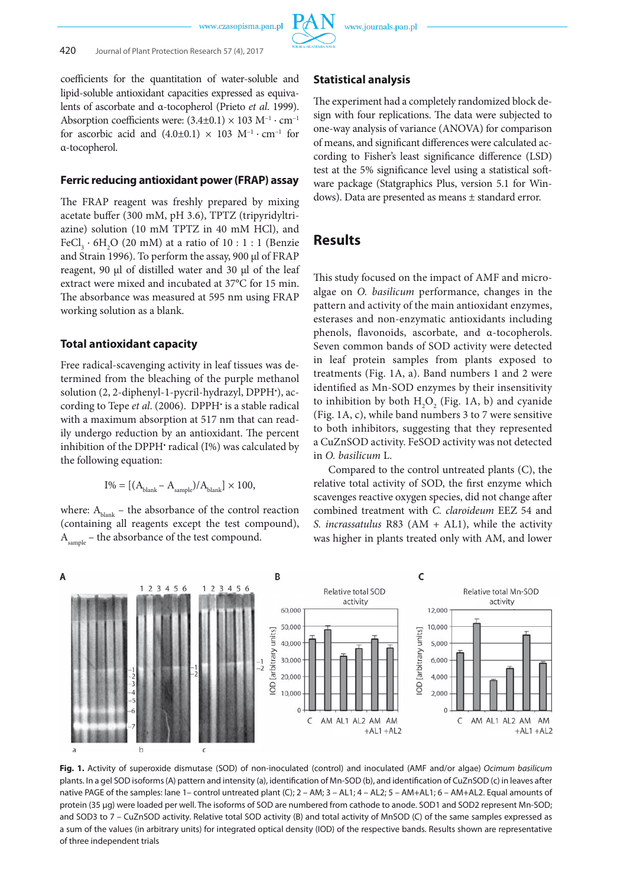coefficients for the quantitation of water-soluble and lipid-soluble antioxidant capacities expressed as equivalents of ascorbate and α-tocopherol (Prieto *et al.* 1999). Absorption coefficients were: $(3.4\pm0.1) \times 103\ M^{-1} \cdot cm^{-1}$ for ascorbic acid and $(4.0\pm0.1) \times 103\ M^{-1} \cdot cm^{-1}$ for α-tocopherol.

### Ferric reducing antioxidant power (FRAP) assay

The FRAP reagent was freshly prepared by mixing acetate buffer (300 mM, pH 3.6), TPTZ (tripyridyltriazine) solution (10 mM TPTZ in 40 mM HCl), and $FeCl_3 \cdot 6H_2O$ (20 mM) at a ratio of 10 : 1 : 1 (Benzie and Strain 1996). To perform the assay, 900 μl of FRAP reagent, 90 μl of distilled water and 30 μl of the leaf extract were mixed and incubated at 37°C for 15 min. The absorbance was measured at 595 nm using FRAP working solution as a blank.

### Total antioxidant capacity

Free radical-scavenging activity in leaf tissues was determined from the bleaching of the purple methanol solution (2, 2-diphenyl-1-pycril-hydrazyl, $DPPH^{\bullet}$), according to Tepe *et al.* (2006). $DPPH^{\bullet}$ is a stable radical with a maximum absorption at 517 nm that can readily undergo reduction by an antioxidant. The percent inhibition of the $DPPH^{\bullet}$ radical (I%) was calculated by the following equation:

$$I\% = [(A_{blank} - A_{sample})/A_{blank}] \times 100,$$

where: $A_{blank}$ – the absorbance of the control reaction (containing all reagents except the test compound), $A_{sample}$ – the absorbance of the test compound.

### Statistical analysis

The experiment had a completely randomized block design with four replications. The data were subjected to one-way analysis of variance (ANOVA) for comparison of means, and significant differences were calculated according to Fisher's least significance difference (LSD) test at the 5% significance level using a statistical software package (Statgraphics Plus, version 5.1 for Windows). Data are presented as means ± standard error.

## Results

This study focused on the impact of AMF and microalgae on *O. basilicum* performance, changes in the pattern and activity of the main antioxidant enzymes, esterases and non-enzymatic antioxidants including phenols, flavonoids, ascorbate, and α-tocopherols. Seven common bands of SOD activity were detected in leaf protein samples from plants exposed to treatments (Fig. 1A, a). Band numbers 1 and 2 were identified as Mn-SOD enzymes by their insensitivity to inhibition by both $H_2O_2$ (Fig. 1A, b) and cyanide (Fig. 1A, c), while band numbers 3 to 7 were sensitive to both inhibitors, suggesting that they represented a CuZnSOD activity. FeSOD activity was not detected in *O. basilicum* L.

Compared to the control untreated plants (C), the relative total activity of SOD, the first enzyme which scavenges reactive oxygen species, did not change after combined treatment with *C. claroideum* EEZ 54 and *S. incrassatulus* R83 (AM + AL1), while the activity was higher in plants treated only with AM, and lower

**Fig. 1.** Activity of superoxide dismutase (SOD) of non-inoculated (control) and inoculated (AMF and/or algae) *Ocimum basilicum* plants. In a gel SOD isoforms (A) pattern and intensity (a), identification of Mn-SOD (b), and identification of CuZnSOD (c) in leaves after native PAGE of the samples: lane 1– control untreated plant (C); 2 – AM; 3 – AL1; 4 – AL2; 5 – AM+AL1; 6 – AM+AL2. Equal amounts of protein (35 μg) were loaded per well. The isoforms of SOD are numbered from cathode to anode. SOD1 and SOD2 represent Mn-SOD; and SOD3 to 7 – CuZnSOD activity. Relative total SOD activity (B) and total activity of MnSOD (C) of the same samples expressed as a sum of the values (in arbitrary units) for integrated optical density (IOD) of the respective bands. Results shown are representative of three independent trials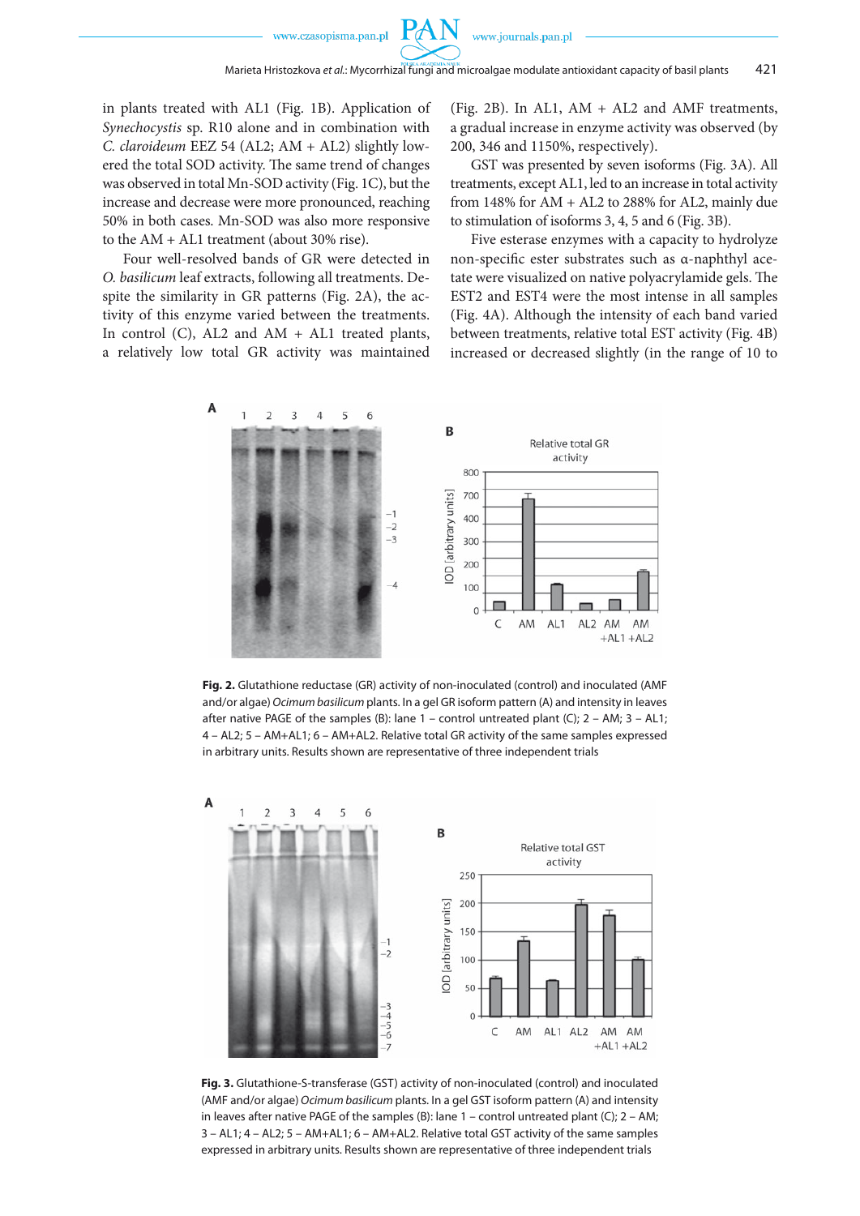in plants treated with AL1 (Fig. 1B). Application of *Synechocystis* sp. R10 alone and in combination with *C. claroideum* EEZ 54 (AL2; AM + AL2) slightly lowered the total SOD activity. The same trend of changes was observed in total Mn-SOD activity (Fig. 1C), but the increase and decrease were more pronounced, reaching 50% in both cases. Mn-SOD was also more responsive to the AM + AL1 treatment (about 30% rise).

Four well-resolved bands of GR were detected in *O. basilicum* leaf extracts, following all treatments. Despite the similarity in GR patterns (Fig. 2A), the activity of this enzyme varied between the treatments. In control (C), AL2 and AM + AL1 treated plants, a relatively low total GR activity was maintained (Fig. 2B). In AL1, AM + AL2 and AMF treatments, a gradual increase in enzyme activity was observed (by 200, 346 and 1150%, respectively).

GST was presented by seven isoforms (Fig. 3A). All treatments, except AL1, led to an increase in total activity from 148% for AM + AL2 to 288% for AL2, mainly due to stimulation of isoforms 3, 4, 5 and 6 (Fig. 3B).

Five esterase enzymes with a capacity to hydrolyze non-specific ester substrates such as α-naphthyl acetate were visualized on native polyacrylamide gels. The EST2 and EST4 were the most intense in all samples (Fig. 4A). Although the intensity of each band varied between treatments, relative total EST activity (Fig. 4B) increased or decreased slightly (in the range of 10 to

**Fig. 2.** Glutathione reductase (GR) activity of non-inoculated (control) and inoculated (AMF and/or algae) *Ocimum basilicum* plants. In a gel GR isoform pattern (A) and intensity in leaves after native PAGE of the samples (B): lane 1 – control untreated plant (C); 2 – AM; 3 – AL1; 4 – AL2; 5 – AM+AL1; 6 – AM+AL2. Relative total GR activity of the same samples expressed in arbitrary units. Results shown are representative of three independent trials

**Fig. 3.** Glutathione-S-transferase (GST) activity of non-inoculated (control) and inoculated (AMF and/or algae) *Ocimum basilicum* plants. In a gel GST isoform pattern (A) and intensity in leaves after native PAGE of the samples (B): lane 1 – control untreated plant (C); 2 – AM; 3 – AL1; 4 – AL2; 5 – AM+AL1; 6 – AM+AL2. Relative total GST activity of the same samples expressed in arbitrary units. Results shown are representative of three independent trials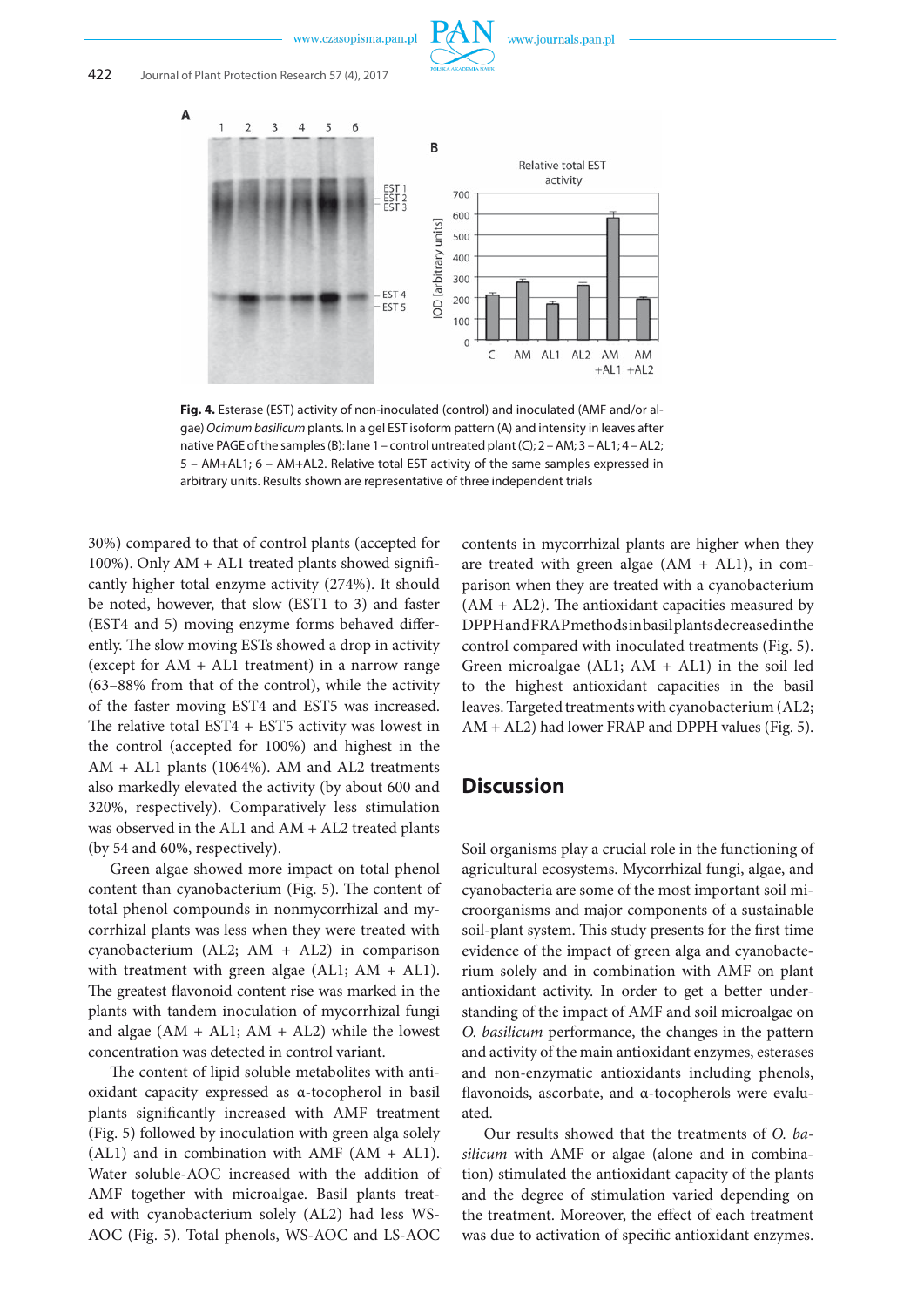**Fig. 4.** Esterase (EST) activity of non-inoculated (control) and inoculated (AMF and/or algae) *Ocimum basilicum* plants. In a gel EST isoform pattern (A) and intensity in leaves after native PAGE of the samples (B): lane 1 – control untreated plant (C); 2 – AM; 3 – AL1; 4 – AL2; 5 – AM+AL1; 6 – AM+AL2. Relative total EST activity of the same samples expressed in arbitrary units. Results shown are representative of three independent trials

30%) compared to that of control plants (accepted for 100%). Only AM + AL1 treated plants showed significantly higher total enzyme activity (274%). It should be noted, however, that slow (EST1 to 3) and faster (EST4 and 5) moving enzyme forms behaved differently. The slow moving ESTs showed a drop in activity (except for AM + AL1 treatment) in a narrow range (63–88% from that of the control), while the activity of the faster moving EST4 and EST5 was increased. The relative total EST4 + EST5 activity was lowest in the control (accepted for 100%) and highest in the AM + AL1 plants (1064%). AM and AL2 treatments also markedly elevated the activity (by about 600 and 320%, respectively). Comparatively less stimulation was observed in the AL1 and AM + AL2 treated plants (by 54 and 60%, respectively).

Green algae showed more impact on total phenol content than cyanobacterium (Fig. 5). The content of total phenol compounds in nonmycorrhizal and mycorrhizal plants was less when they were treated with cyanobacterium (AL2; AM + AL2) in comparison with treatment with green algae (AL1; AM + AL1). The greatest flavonoid content rise was marked in the plants with tandem inoculation of mycorrhizal fungi and algae (AM + AL1; AM + AL2) while the lowest concentration was detected in control variant.

The content of lipid soluble metabolites with antioxidant capacity expressed as α-tocopherol in basil plants significantly increased with AMF treatment (Fig. 5) followed by inoculation with green alga solely (AL1) and in combination with AMF (AM + AL1). Water soluble-AOC increased with the addition of AMF together with microalgae. Basil plants treated with cyanobacterium solely (AL2) had less WS-AOC (Fig. 5). Total phenols, WS-AOC and LS-AOC contents in mycorrhizal plants are higher when they are treated with green algae (AM + AL1), in comparison when they are treated with a cyanobacterium (AM + AL2). The antioxidant capacities measured by DPPH and FRAP methods in basil plants decreased in the control compared with inoculated treatments (Fig. 5). Green microalgae (AL1; AM + AL1) in the soil led to the highest antioxidant capacities in the basil leaves. Targeted treatments with cyanobacterium (AL2; AM + AL2) had lower FRAP and DPPH values (Fig. 5).

## Discussion

Soil organisms play a crucial role in the functioning of agricultural ecosystems. Mycorrhizal fungi, algae, and cyanobacteria are some of the most important soil microorganisms and major components of a sustainable soil-plant system. This study presents for the first time evidence of the impact of green alga and cyanobacterium solely and in combination with AMF on plant antioxidant activity. In order to get a better understanding of the impact of AMF and soil microalgae on *O. basilicum* performance, the changes in the pattern and activity of the main antioxidant enzymes, esterases and non-enzymatic antioxidants including phenols, flavonoids, ascorbate, and α-tocopherols were evaluated.

Our results showed that the treatments of *O. basilicum* with AMF or algae (alone and in combination) stimulated the antioxidant capacity of the plants and the degree of stimulation varied depending on the treatment. Moreover, the effect of each treatment was due to activation of specific antioxidant enzymes.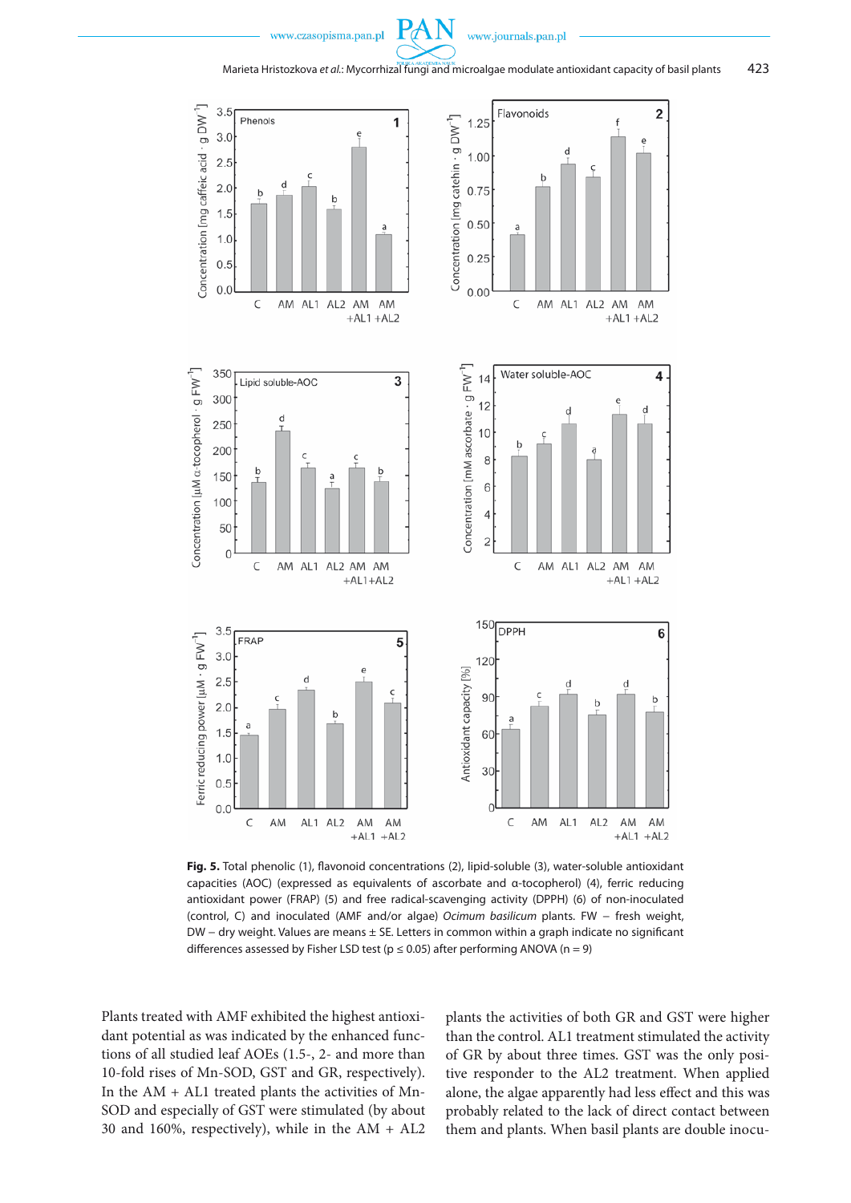**Fig. 5.** Total phenolic (1), flavonoid concentrations (2), lipid-soluble (3), water-soluble antioxidant capacities (AOC) (expressed as equivalents of ascorbate and α-tocopherol) (4), ferric reducing antioxidant power (FRAP) (5) and free radical-scavenging activity (DPPH) (6) of non-inoculated (control, C) and inoculated (AMF and/or algae) *Ocimum basilicum* plants. FW – fresh weight, DW – dry weight. Values are means ± SE. Letters in common within a graph indicate no significant differences assessed by Fisher LSD test ($p \leq 0.05$) after performing ANOVA ($n = 9$)

Plants treated with AMF exhibited the highest antioxidant potential as was indicated by the enhanced functions of all studied leaf AOEs (1.5-, 2- and more than 10-fold rises of Mn-SOD, GST and GR, respectively). In the AM + AL1 treated plants the activities of Mn-SOD and especially of GST were stimulated (by about 30 and 160%, respectively), while in the AM + AL2 plants the activities of both GR and GST were higher than the control. AL1 treatment stimulated the activity of GR by about three times. GST was the only positive responder to the AL2 treatment. When applied alone, the algae apparently had less effect and this was probably related to the lack of direct contact between them and plants. When basil plants are double inocu-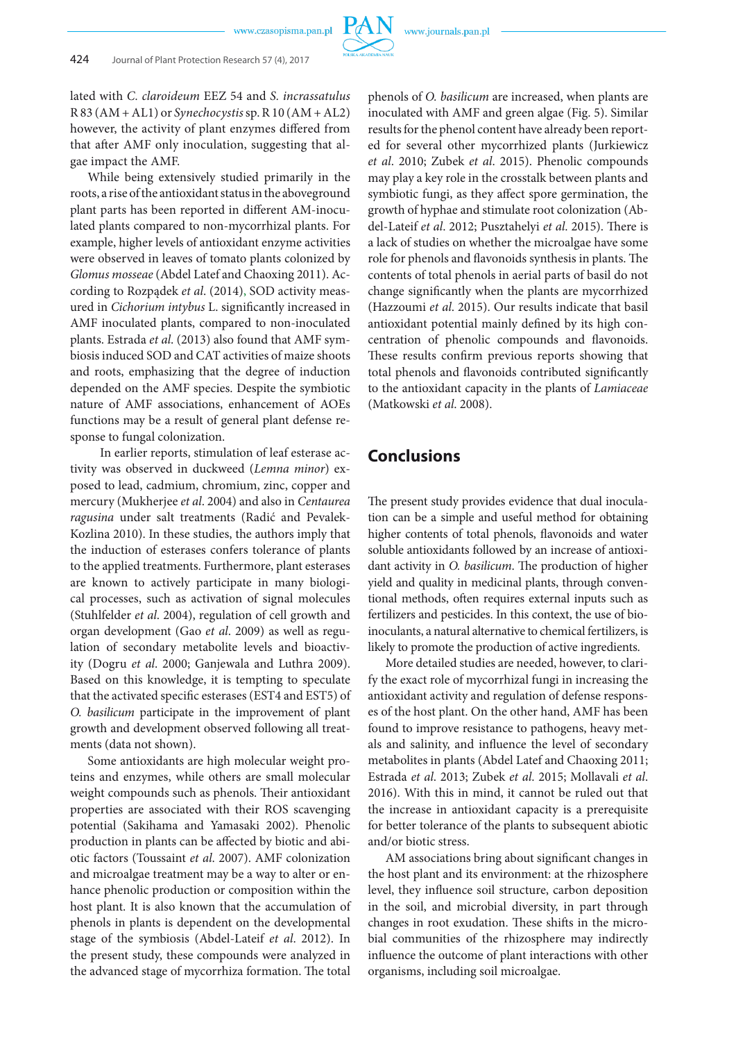lated with *C. claroideum* EEZ 54 and *S. incrassatulus* R 83 (AM + AL1) or *Synechocystis* sp. R 10 (AM + AL2) however, the activity of plant enzymes differed from that after AMF only inoculation, suggesting that algae impact the AMF.

While being extensively studied primarily in the roots, a rise of the antioxidant status in the aboveground plant parts has been reported in different AM-inoculated plants compared to non-mycorrhizal plants. For example, higher levels of antioxidant enzyme activities were observed in leaves of tomato plants colonized by *Glomus mosseae* (Abdel Latef and Chaoxing 2011). According to Rozpądek *et al*. (2014), SOD activity measured in *Cichorium intybus* L. significantly increased in AMF inoculated plants, compared to non-inoculated plants. Estrada *et al*. (2013) also found that AMF symbiosis induced SOD and CAT activities of maize shoots and roots, emphasizing that the degree of induction depended on the AMF species. Despite the symbiotic nature of AMF associations, enhancement of AOEs functions may be a result of general plant defense response to fungal colonization.

In earlier reports, stimulation of leaf esterase activity was observed in duckweed (*Lemna minor*) exposed to lead, cadmium, chromium, zinc, copper and mercury (Mukherjee *et al*. 2004) and also in *Centaurea ragusina* under salt treatments (Radić and Pevalek-Kozlina 2010). In these studies, the authors imply that the induction of esterases confers tolerance of plants to the applied treatments. Furthermore, plant esterases are known to actively participate in many biological processes, such as activation of signal molecules (Stuhlfelder *et al*. 2004), regulation of cell growth and organ development (Gao *et al*. 2009) as well as regulation of secondary metabolite levels and bioactivity (Dogru *et al*. 2000; Ganjewala and Luthra 2009). Based on this knowledge, it is tempting to speculate that the activated specific esterases (EST4 and EST5) of *O. basilicum* participate in the improvement of plant growth and development observed following all treatments (data not shown).

Some antioxidants are high molecular weight proteins and enzymes, while others are small molecular weight compounds such as phenols. Their antioxidant properties are associated with their ROS scavenging potential (Sakihama and Yamasaki 2002). Phenolic production in plants can be affected by biotic and abiotic factors (Toussaint *et al*. 2007). AMF colonization and microalgae treatment may be a way to alter or enhance phenolic production or composition within the host plant. It is also known that the accumulation of phenols in plants is dependent on the developmental stage of the symbiosis (Abdel-Lateif *et al*. 2012). In the present study, these compounds were analyzed in the advanced stage of mycorrhiza formation. The total phenols of *O. basilicum* are increased, when plants are inoculated with AMF and green algae (Fig. 5). Similar results for the phenol content have already been reported for several other mycorrhized plants (Jurkiewicz *et al*. 2010; Zubek *et al*. 2015). Phenolic compounds may play a key role in the crosstalk between plants and symbiotic fungi, as they affect spore germination, the growth of hyphae and stimulate root colonization (Abdel-Lateif *et al*. 2012; Pusztahelyi *et al*. 2015). There is a lack of studies on whether the microalgae have some role for phenols and flavonoids synthesis in plants. The contents of total phenols in aerial parts of basil do not change significantly when the plants are mycorrhized (Hazzoumi *et al*. 2015). Our results indicate that basil antioxidant potential mainly defined by its high concentration of phenolic compounds and flavonoids. These results confirm previous reports showing that total phenols and flavonoids contributed significantly to the antioxidant capacity in the plants of *Lamiaceae* (Matkowski *et al*. 2008).

## Conclusions

The present study provides evidence that dual inoculation can be a simple and useful method for obtaining higher contents of total phenols, flavonoids and water soluble antioxidants followed by an increase of antioxidant activity in *O. basilicum*. The production of higher yield and quality in medicinal plants, through conventional methods, often requires external inputs such as fertilizers and pesticides. In this context, the use of bioinoculants, a natural alternative to chemical fertilizers, is likely to promote the production of active ingredients.

More detailed studies are needed, however, to clarify the exact role of mycorrhizal fungi in increasing the antioxidant activity and regulation of defense responses of the host plant. On the other hand, AMF has been found to improve resistance to pathogens, heavy metals and salinity, and influence the level of secondary metabolites in plants (Abdel Latef and Chaoxing 2011; Estrada *et al*. 2013; Zubek *et al*. 2015; Mollavali *et al*. 2016). With this in mind, it cannot be ruled out that the increase in antioxidant capacity is a prerequisite for better tolerance of the plants to subsequent abiotic and/or biotic stress.

AM associations bring about significant changes in the host plant and its environment: at the rhizosphere level, they influence soil structure, carbon deposition in the soil, and microbial diversity, in part through changes in root exudation. These shifts in the microbial communities of the rhizosphere may indirectly influence the outcome of plant interactions with other organisms, including soil microalgae.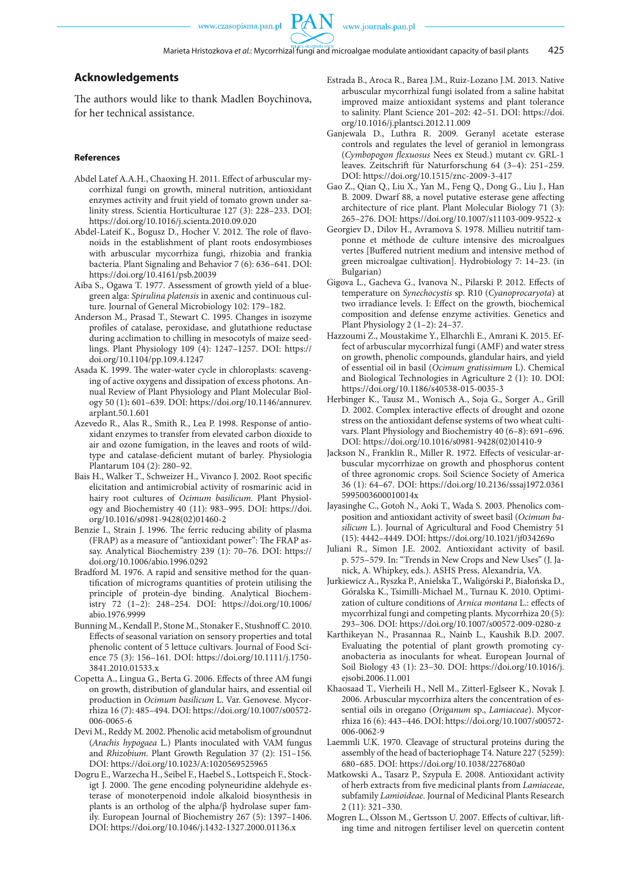## Acknowledgements

The authors would like to thank Madlen Boychinova, for her technical assistance.

#### References

Abdel Latef A.A.H., Chaoxing H. 2011. Effect of arbuscular mycorrhizal fungi on growth, mineral nutrition, antioxidant enzymes activity and fruit yield of tomato grown under salinity stress. Scientia Horticulturae 127 (3): 228–233. DOI: https://doi.org/10.1016/j.scienta.2010.09.020

Abdel-Lateif K., Bogusz D., Hocher V. 2012. The role of flavonoids in the establishment of plant roots endosymbioses with arbuscular mycorrhiza fungi, rhizobia and frankia bacteria. Plant Signaling and Behavior 7 (6): 636–641. DOI: https://doi.org/10.4161/psb.20039

Aiba S., Ogawa T. 1977. Assessment of growth yield of a blue-green alga: *Spirulina platensis* in axenic and continuous culture. Journal of General Microbiology 102: 179–182.

Anderson M., Prasad T., Stewart C. 1995. Changes in isozyme profiles of catalase, peroxidase, and glutathione reductase during acclimation to chilling in mesocotyls of maize seedlings. Plant Physiology 109 (4): 1247–1257. DOI: https://doi.org/10.1104/pp.109.4.1247

Asada K. 1999. The water-water cycle in chloroplasts: scavenging of active oxygens and dissipation of excess photons. Annual Review of Plant Physiology and Plant Molecular Biology 50 (1): 601–639. DOI: https://doi.org/10.1146/annurev.arplant.50.1.601

Azevedo R., Alas R., Smith R., Lea P. 1998. Response of antioxidant enzymes to transfer from elevated carbon dioxide to air and ozone fumigation, in the leaves and roots of wild-type and catalase-deficient mutant of barley. Physiologia Plantarum 104 (2): 280–92.

Bais H., Walker T., Schweizer H., Vivanco J. 2002. Root specific elicitation and antimicrobial activity of rosmarinic acid in hairy root cultures of *Ocimum basilicum*. Plant Physiology and Biochemistry 40 (11): 983–995. DOI: https://doi.org/10.1016/s0981-9428(02)01460-2

Benzie I., Strain J. 1996. The ferric reducing ability of plasma (FRAP) as a measure of "antioxidant power": The FRAP assay. Analytical Biochemistry 239 (1): 70–76. DOI: https://doi.org/10.1006/abio.1996.0292

Bradford M. 1976. A rapid and sensitive method for the quantification of micrograms quantities of protein utilising the principle of protein-dye binding. Analytical Biochemistry 72 (1–2): 248–254. DOI: https://doi.org/10.1006/abio.1976.9999

Bunning M., Kendall P., Stone M., Stonaker F., Stushnoff C. 2010. Effects of seasonal variation on sensory properties and total phenolic content of 5 lettuce cultivars. Journal of Food Science 75 (3): 156–161. DOI: https://doi.org/10.1111/j.1750-3841.2010.01533.x

Copetta A., Lingua G., Berta G. 2006. Effects of three AM fungi on growth, distribution of glandular hairs, and essential oil production in *Ocimum basilicum* L. Var. Genovese. Mycorrhiza 16 (7): 485–494. DOI: https://doi.org/10.1007/s00572-006-0065-6

Devi M., Reddy M. 2002. Phenolic acid metabolism of groundnut (*Arachis hypogaea* L.) Plants inoculated with VAM fungus and *Rhizobium*. Plant Growth Regulation 37 (2): 151–156. DOI: https://doi.org/10.1023/A:1020569525965

Dogru E., Warzecha H., Seibel F., Haebel S., Lottspeich F., Stockigt J. 2000. The gene encoding polyneuridine aldehyde esterase of monoterpenoid indole alkaloid biosynthesis in plants is an ortholog of the alpha/β hydrolase super family. European Journal of Biochemistry 267 (5): 1397–1406. DOI: https://doi.org/10.1046/j.1432-1327.2000.01136.x

Estrada B., Aroca R., Barea J.M., Ruiz-Lozano J.M. 2013. Native arbuscular mycorrhizal fungi isolated from a saline habitat improved maize antioxidant systems and plant tolerance to salinity. Plant Science 201–202: 42–51. DOI: https://doi.org/10.1016/j.plantsci.2012.11.009

Ganjewala D., Luthra R. 2009. Geranyl acetate esterase controls and regulates the level of geraniol in lemongrass (*Cymbopogon flexuosus* Nees ex Steud.) mutant cv. GRL-1 leaves. Zeitschrift für Naturforschung 64 (3–4): 251–259. DOI: https://doi.org/10.1515/znc-2009-3-417

Gao Z., Qian Q., Liu X., Yan M., Feng Q., Dong G., Liu J., Han B. 2009. Dwarf 88, a novel putative esterase gene affecting architecture of rice plant. Plant Molecular Biology 71 (3): 265–276. DOI: https://doi.org/10.1007/s11103-009-9522-x

Georgiev D., Dilov H., Avramova S. 1978. Millieu nutritif tamponne et méthode de culture intensive des microalgues vertes [Buffered nutrient medium and intensive method of green microalgae cultivation]. Hydrobiology 7: 14–23. (in Bulgarian)

Gigova L., Gacheva G., Ivanova N., Pilarski P. 2012. Effects of temperature on *Synechocystis* sp. R10 (*Cyanoprocaryota*) at two irradiance levels. I: Effect on the growth, biochemical composition and defense enzyme activities. Genetics and Plant Physiology 2 (1–2): 24–37.

Hazzoumi Z., Moustakime Y., Elharchli E., Amrani K. 2015. Effect of arbuscular mycorrhizal fungi (AMF) and water stress on growth, phenolic compounds, glandular hairs, and yield of essential oil in basil (*Ocimum gratissimum* L). Chemical and Biological Technologies in Agriculture 2 (1): 10. DOI: https://doi.org/10.1186/s40538-015-0035-3

Herbinger K., Tausz M., Wonisch A., Soja G., Sorger A., Grill D. 2002. Complex interactive effects of drought and ozone stress on the antioxidant defense systems of two wheat cultivars. Plant Physiology and Biochemistry 40 (6–8): 691–696. DOI: https://doi.org/10.1016/s0981-9428(02)01410-9

Jackson N., Franklin R., Miller R. 1972. Effects of vesicular-arbuscular mycorrhizae on growth and phosphorus content of three agronomic crops. Soil Science Society of America 36 (1): 64–67. DOI: https://doi.org/10.2136/sssaj1972.03615995003600010014x

Jayasinghe C., Gotoh N., Aoki T., Wada S. 2003. Phenolics composition and antioxidant activity of sweet basil (*Ocimum basilicum* L.). Journal of Agricultural and Food Chemistry 51 (15): 4442–4449. DOI: https://doi.org/10.1021/jf034269o

Juliani R., Simon J.E. 2002. Antioxidant activity of basil. p. 575–579. In: "Trends in New Crops and New Uses" (J. Janick, A. Whipkey, eds.). ASHS Press, Alexandria, VA.

Jurkiewicz A., Ryszka P., Anielska T., Waligórski P., Białońska D., Góralska K., Tsimilli-Michael M., Turnau K. 2010. Optimization of culture conditions of *Arnica montana* L.: effects of mycorrhizal fungi and competing plants. Mycorrhiza 20 (5): 293–306. DOI: https://doi.org/10.1007/s00572-009-0280-z

Karthikeyan N., Prasannaa R., Nainb L., Kaushik B.D. 2007. Evaluating the potential of plant growth promoting cyanobacteria as inoculants for wheat. European Journal of Soil Biology 43 (1): 23–30. DOI: https://doi.org/10.1016/j.ejsobi.2006.11.001

Khaosaad T., Vierheili H., Nell M., Zitterl-Eglseer K., Novak J. 2006. Arbuscular mycorrhiza alters the concentration of essential oils in oregano (*Origanum* sp., *Lamiaceae*). Mycorrhiza 16 (6): 443–446. DOI: https://doi.org/10.1007/s00572-006-0062-9

Laemmli U.K. 1970. Cleavage of structural proteins during the assembly of the head of bacteriophage T4. Nature 227 (5259): 680–685. DOI: https://doi.org/10.1038/227680a0

Matkowski A., Tasarz P., Szypuła E. 2008. Antioxidant activity of herb extracts from five medicinal plants from *Lamiaceae*, subfamily *Lamioideae*. Journal of Medicinal Plants Research 2 (11): 321–330.

Mogren L., Olsson M., Gertsson U. 2007. Effects of cultivar, lifting time and nitrogen fertiliser level on quercetin content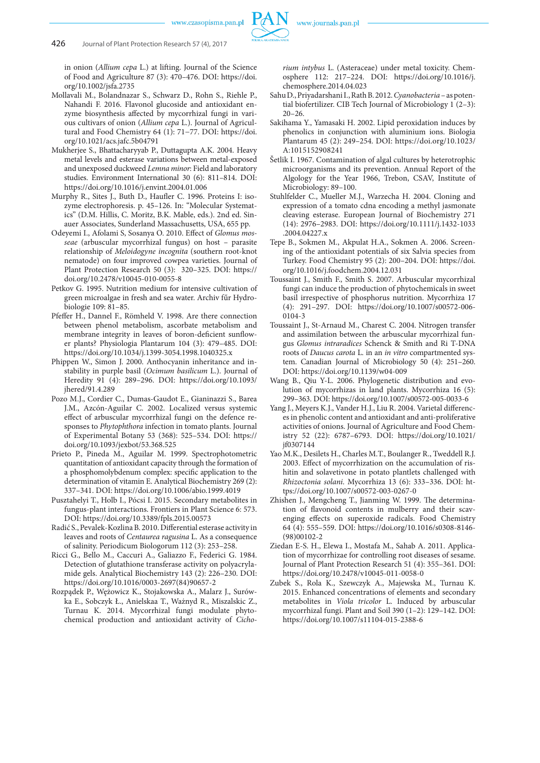in onion (*Allium cepa* L.) at lifting. Journal of the Science of Food and Agriculture 87 (3): 470–476. DOI: https://doi.org/10.1002/jsfa.2735

Mollavali M., Bolandnazar S., Schwarz D., Rohn S., Riehle P., Nahandi F. 2016. Flavonol glucoside and antioxidant enzyme biosynthesis affected by mycorrhizal fungi in various cultivars of onion (*Allium cepa* L.). Journal of Agricultural and Food Chemistry 64 (1): 71–77. DOI: https://doi.org/10.1021/acs.jafc.5b04791

Mukherjee S., Bhattacharyyab P., Duttagupta A.K. 2004. Heavy metal levels and esterase variations between metal-exposed and unexposed duckweed *Lemna minor*: Field and laboratory studies. Environment International 30 (6): 811–814. DOI: https://doi.org/10.1016/j.envint.2004.01.006

Murphy R., Sites J., Buth D., Haufler C. 1996. Proteins I: isozyme electrophoresis. p. 45–126. In: "Molecular Systematics" (D.M. Hillis, C. Moritz, B.K. Mable, eds.). 2nd ed. Sinauer Associates, Sunderland Massachusetts, USA, 655 pp.

Odeyemi I., Afolami S, Sosanya O. 2010. Effect of *Glomus mosseae* (arbuscular mycorrhizal fungus) on host – parasite relationship of *Meloidogyne incognita* (southern root-knot nematode) on four improved cowpea varieties. Journal of Plant Protection Research 50 (3): 320–325. DOI: https://doi.org/10.2478/v10045-010-0055-8

Petkov G. 1995. Nutrition medium for intensive cultivation of green microalgae in fresh and sea water. Archiv fűr Hydrobiologie 109: 81–85.

Pfeffer H., Dannel F., Römheld V. 1998. Are there connection between phenol metabolism, ascorbate metabolism and membrane integrity in leaves of boron-deficient sunflower plants? Physiologia Plantarum 104 (3): 479–485. DOI: https://doi.org/10.1034/j.1399-3054.1998.1040325.x

Phippen W., Simon J. 2000. Anthocyanin inheritance and instability in purple basil (*Ocimum basilicum* L.). Journal of Heredity 91 (4): 289–296. DOI: https://doi.org/10.1093/jhered/91.4.289

Pozo M.J., Cordier C., Dumas-Gaudot E., Gianinazzi S., Barea J.M., Azcón-Aguilar C. 2002. Localized versus systemic effect of arbuscular mycorrhizal fungi on the defence responses to *Phytophthora* infection in tomato plants. Journal of Experimental Botany 53 (368): 525–534. DOI: https://doi.org/10.1093/jexbot/53.368.525

Prieto P., Pineda M., Aguilar M. 1999. Spectrophotometric quantitation of antioxidant capacity through the formation of a phosphomolybdenum complex: specific application to the determination of vitamin E. Analytical Biochemistry 269 (2): 337–341. DOI: https://doi.org/10.1006/abio.1999.4019

Pusztahelyi T., Holb I., Pócsi I. 2015. Secondary metabolites in fungus-plant interactions. Frontiers in Plant Science 6: 573. DOI: https://doi.org/10.3389/fpls.2015.00573

Radić S., Pevalek-Kozlina B. 2010. Differential esterase activity in leaves and roots of *Centaurea ragusina* L. As a consequence of salinity. Periodicum Biologorum 112 (3): 253–258.

Ricci G., Bello M., Caccuri A., Galiazzo F., Federici G. 1984. Detection of glutathione transferase activity on polyacrylamide gels. Analytical Biochemistry 143 (2): 226–230. DOI: https://doi.org/10.1016/0003-2697(84)90657-2

Rozpądek P., Wężowicz K., Stojakowska A., Malarz J., Surówka E., Sobczyk Ł., Anielskaa T., Ważnyd R., Miszalskic Z., Turnau K. 2014. Mycorrhizal fungi modulate phytochemical production and antioxidant activity of *Cichorium intybus* L. (Asteraceae) under metal toxicity. Chemosphere 112: 217–224. DOI: https://doi.org/10.1016/j.chemosphere.2014.04.023

Sahu D., Priyadarshani I., Rath B. 2012. *Cyanobacteria* – as potential biofertilizer. CIB Tech Journal of Microbiology 1 (2–3): 20–26.

Sakihama Y., Yamasaki H. 2002. Lipid peroxidation induces by phenolics in conjunction with aluminium ions. Biologia Plantarum 45 (2): 249–254. DOI: https://doi.org/10.1023/A:1015152908241

Šetlik I. 1967. Contamination of algal cultures by heterotrophic microorganisms and its prevention. Annual Report of the Algology for the Year 1966, Trebon, CSAV, Institute of Microbiology: 89–100.

Stuhlfelder C., Mueller M.J., Warzecha H. 2004. Cloning and expression of a tomato cdna encoding a methyl jasmonate cleaving esterase. European Journal of Biochemistry 271 (14): 2976–2983. DOI: https://doi.org/10.1111/j.1432-1033.2004.04227.x

Tepe B., Sokmen M., Akpulat H.A., Sokmen A. 2006. Screening of the antioxidant potentials of six Salvia species from Turkey. Food Chemistry 95 (2): 200–204. DOI: https://doi.org/10.1016/j.foodchem.2004.12.031

Toussaint J., Smith F., Smith S. 2007. Arbuscular mycorrhizal fungi can induce the production of phytochemicals in sweet basil irrespective of phosphorus nutrition. Mycorrhiza 17 (4): 291–297. DOI: https://doi.org/10.1007/s00572-006-0104-3

Toussaint J., St-Arnaud M., Charest C. 2004. Nitrogen transfer and assimilation between the arbuscular mycorrhizal fungus *Glomus intraradices* Schenck & Smith and Ri T-DNA roots of *Daucus carota* L. in an *in vitro* compartmented system. Canadian Journal of Microbiology 50 (4): 251–260. DOI: https://doi.org/10.1139/w04-009

Wang B., Qiu Y-L. 2006. Phylogenetic distribution and evolution of mycorrhizas in land plants. Mycorrhiza 16 (5): 299–363. DOI: https://doi.org/10.1007/s00572-005-0033-6

Yang J., Meyers K.J., Vander H.J., Liu R. 2004. Varietal differences in phenolic content and antioxidant and anti-proliferative activities of onions. Journal of Agriculture and Food Chemistry 52 (22): 6787–6793. DOI: https://doi.org/10.1021/jf0307144

Yao M.K., Desilets H., Charles M.T., Boulanger R., Tweddell R.J. 2003. Effect of mycorrhization on the accumulation of rishitin and solavetivone in potato plantlets challenged with *Rhizoctonia solani*. Mycorrhiza 13 (6): 333–336. DOI: https://doi.org/10.1007/s00572-003-0267-0

Zhishen J., Mengcheng T., Jianming W. 1999. The determination of flavonoid contents in mulberry and their scavenging effects on superoxide radicals. Food Chemistry 64 (4): 555–559. DOI: https://doi.org/10.1016/s0308-8146-(98)00102-2

Ziedan E-S. H., Elewa I., Mostafa M., Sahab A. 2011. Application of mycorrhizae for controlling root diseases of sesame. Journal of Plant Protection Research 51 (4): 355–361. DOI: https://doi.org/10.2478/v10045-011-0058-0

Zubek S., Rola K., Szewczyk A., Majewska M., Turnau K. 2015. Enhanced concentrations of elements and secondary metabolites in *Viola tricolor* L. Induced by arbuscular mycorrhizal fungi. Plant and Soil 390 (1–2): 129–142. DOI: https://doi.org/10.1007/s11104-015-2388-6